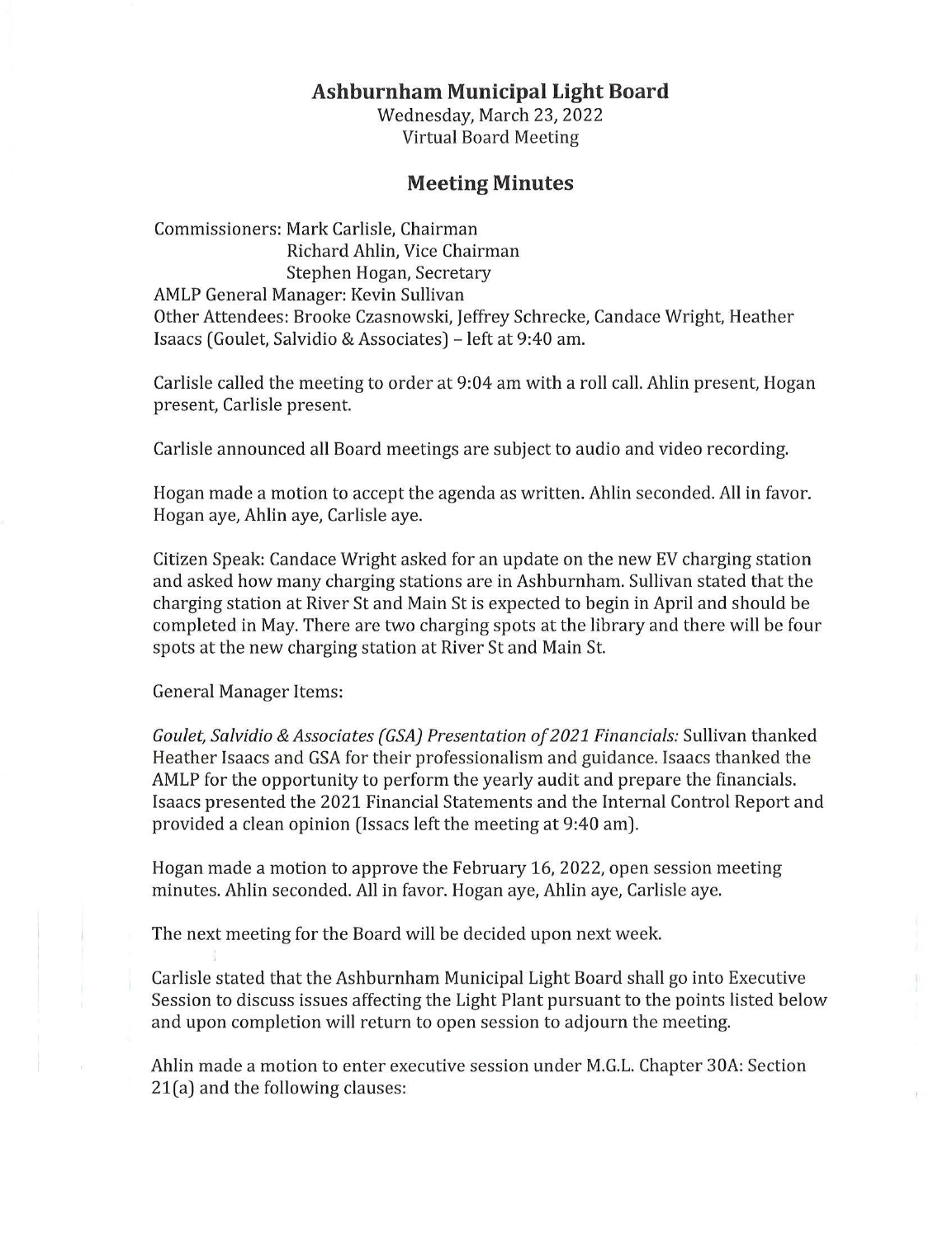# Ashburnham Municipal Light Board

Wednesday, March 23, 2022
Virtual Board Meeting

## Meeting Minutes

Commissioners: Mark Carlisle, Chairman
Richard Ahlin, Vice Chairman
Stephen Hogan, Secretary
AMLP General Manager: Kevin Sullivan
Other Attendees: Brooke Czasnowski, Jeffrey Schrecke, Candace Wright, Heather Isaacs (Goulet, Salvidio & Associates) – left at 9:40 am.

Carlisle called the meeting to order at 9:04 am with a roll call. Ahlin present, Hogan present, Carlisle present.

Carlisle announced all Board meetings are subject to audio and video recording.

Hogan made a motion to accept the agenda as written. Ahlin seconded. All in favor. Hogan aye, Ahlin aye, Carlisle aye.

Citizen Speak: Candace Wright asked for an update on the new EV charging station and asked how many charging stations are in Ashburnham. Sullivan stated that the charging station at River St and Main St is expected to begin in April and should be completed in May. There are two charging spots at the library and there will be four spots at the new charging station at River St and Main St.

General Manager Items:

*Goulet, Salvidio & Associates (GSA) Presentation of 2021 Financials:* Sullivan thanked Heather Isaacs and GSA for their professionalism and guidance. Isaacs thanked the AMLP for the opportunity to perform the yearly audit and prepare the financials. Isaacs presented the 2021 Financial Statements and the Internal Control Report and provided a clean opinion (Issacs left the meeting at 9:40 am).

Hogan made a motion to approve the February 16, 2022, open session meeting minutes. Ahlin seconded. All in favor. Hogan aye, Ahlin aye, Carlisle aye.

The next meeting for the Board will be decided upon next week.

Carlisle stated that the Ashburnham Municipal Light Board shall go into Executive Session to discuss issues affecting the Light Plant pursuant to the points listed below and upon completion will return to open session to adjourn the meeting.

Ahlin made a motion to enter executive session under M.G.L. Chapter 30A: Section 21(a) and the following clauses: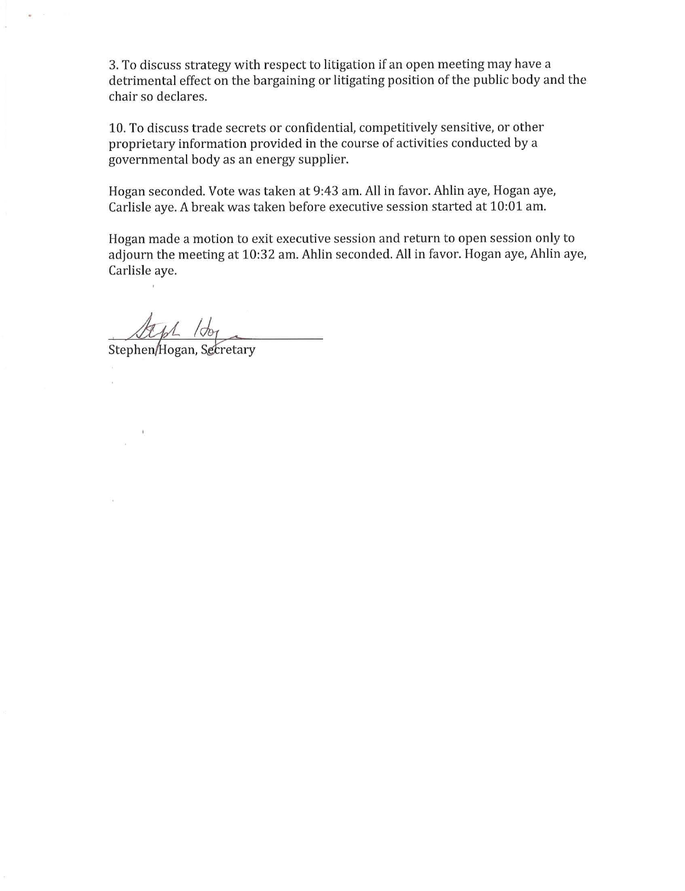3. To discuss strategy with respect to litigation if an open meeting may have a detrimental effect on the bargaining or litigating position of the public body and the chair so declares.

10. To discuss trade secrets or confidential, competitively sensitive, or other proprietary information provided in the course of activities conducted by a governmental body as an energy supplier.

Hogan seconded. Vote was taken at 9:43 am. All in favor. Ahlin aye, Hogan aye, Carlisle aye. A break was taken before executive session started at 10:01 am.

Hogan made a motion to exit executive session and return to open session only to adjourn the meeting at 10:32 am. Ahlin seconded. All in favor. Hogan aye, Ahlin aye, Carlisle aye.

Stephen Hogan, Secretary